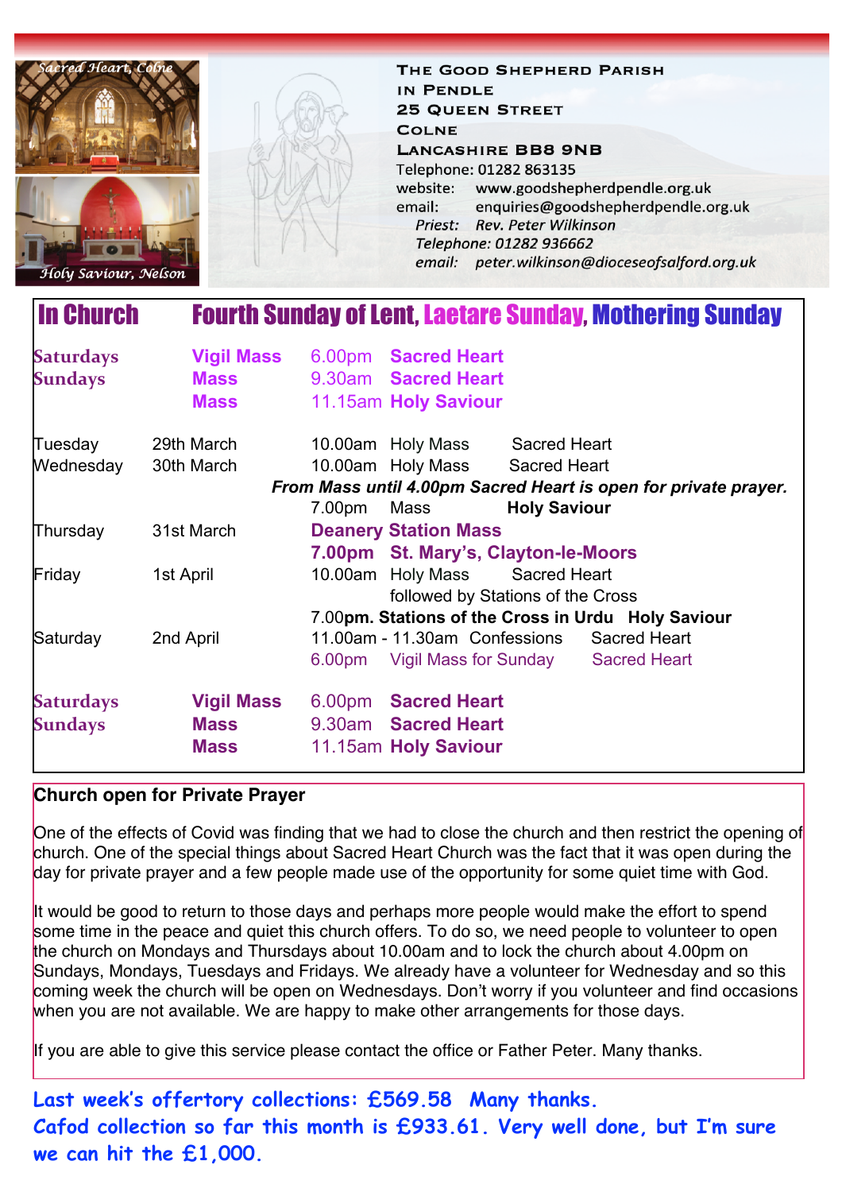Sacred Heart, Colne

Holy Saviour, Nelson

**THE GOOD SHEPHERD PARISH IN PENDLE**
**25 QUEEN STREET**
**COLNE**
**LANCASHIRE BB8 9NB**
Telephone: 01282 863135
website: www.goodshepherdpendle.org.uk
email: enquiries@goodshepherdpendle.org.uk
*Priest: Rev. Peter Wilkinson*
*Telephone: 01282 936662*
*email: peter.wilkinson@dioceseofsalford.org.uk*

## In Church — Fourth Sunday of Lent, Laetare Sunday, Mothering Sunday

| | | | | |
|---|---|---|---|---|
| **Saturdays** | **Vigil Mass** | 6.00pm | **Sacred Heart** | |
| **Sundays** | **Mass** | 9.30am | **Sacred Heart** | |
| | **Mass** | 11.15am | **Holy Saviour** | |
| Tuesday | 29th March | 10.00am | Holy Mass | Sacred Heart |
| Wednesday | 30th March | 10.00am | Holy Mass | Sacred Heart |
| | | ***From Mass until 4.00pm Sacred Heart is open for private prayer.*** | | |
| | | 7.00pm | Mass | **Holy Saviour** |
| Thursday | 31st March | **Deanery Station Mass** | | |
| | | **7.00pm** | **St. Mary's, Clayton-le-Moors** | |
| Friday | 1st April | 10.00am | Holy Mass | Sacred Heart |
| | | | followed by Stations of the Cross | |
| | | 7.00**pm.** | **Stations of the Cross in Urdu** | **Holy Saviour** |
| Saturday | 2nd April | 11.00am - 11.30am | Confessions | Sacred Heart |
| | | 6.00pm | Vigil Mass for Sunday | Sacred Heart |
| **Saturdays** | **Vigil Mass** | 6.00pm | **Sacred Heart** | |
| **Sundays** | **Mass** | 9.30am | **Sacred Heart** | |
| | **Mass** | 11.15am | **Holy Saviour** | |

### Church open for Private Prayer

One of the effects of Covid was finding that we had to close the church and then restrict the opening of church. One of the special things about Sacred Heart Church was the fact that it was open during the day for private prayer and a few people made use of the opportunity for some quiet time with God.

It would be good to return to those days and perhaps more people would make the effort to spend some time in the peace and quiet this church offers. To do so, we need people to volunteer to open the church on Mondays and Thursdays about 10.00am and to lock the church about 4.00pm on Sundays, Mondays, Tuesdays and Fridays. We already have a volunteer for Wednesday and so this coming week the church will be open on Wednesdays. Don't worry if you volunteer and find occasions when you are not available. We are happy to make other arrangements for those days.

If you are able to give this service please contact the office or Father Peter. Many thanks.

**Last week's offertory collections: £569.58 Many thanks.**
**Cafod collection so far this month is £933.61. Very well done, but I'm sure we can hit the £1,000.**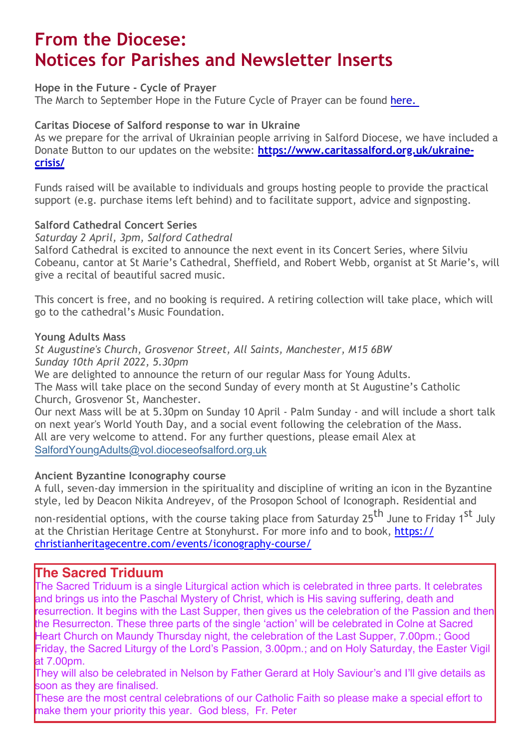# From the Diocese:
# Notices for Parishes and Newsletter Inserts

**Hope in the Future - Cycle of Prayer**
The March to September Hope in the Future Cycle of Prayer can be found here.

**Caritas Diocese of Salford response to war in Ukraine**
As we prepare for the arrival of Ukrainian people arriving in Salford Diocese, we have included a Donate Button to our updates on the website: **https://www.caritassalford.org.uk/ukraine-crisis/**

Funds raised will be available to individuals and groups hosting people to provide the practical support (e.g. purchase items left behind) and to facilitate support, advice and signposting.

**Salford Cathedral Concert Series**
*Saturday 2 April, 3pm, Salford Cathedral*
Salford Cathedral is excited to announce the next event in its Concert Series, where Silviu Cobeanu, cantor at St Marie's Cathedral, Sheffield, and Robert Webb, organist at St Marie's, will give a recital of beautiful sacred music.

This concert is free, and no booking is required. A retiring collection will take place, which will go to the cathedral's Music Foundation.

**Young Adults Mass**
*St Augustine's Church, Grosvenor Street, All Saints, Manchester, M15 6BW*
*Sunday 10th April 2022, 5.30pm*
We are delighted to announce the return of our regular Mass for Young Adults.
The Mass will take place on the second Sunday of every month at St Augustine's Catholic Church, Grosvenor St, Manchester.
Our next Mass will be at 5.30pm on Sunday 10 April - Palm Sunday - and will include a short talk on next year's World Youth Day, and a social event following the celebration of the Mass.
All are very welcome to attend. For any further questions, please email Alex at SalfordYoungAdults@vol.dioceseofsalford.org.uk

**Ancient Byzantine Iconography course**
A full, seven-day immersion in the spirituality and discipline of writing an icon in the Byzantine style, led by Deacon Nikita Andreyev, of the Prosopon School of Iconograph. Residential and non-residential options, with the course taking place from Saturday 25th June to Friday 1st July at the Christian Heritage Centre at Stonyhurst. For more info and to book, https://christianheritagecentre.com/events/iconography-course/

## The Sacred Triduum

The Sacred Triduum is a single Liturgical action which is celebrated in three parts. It celebrates and brings us into the Paschal Mystery of Christ, which is His saving suffering, death and resurrection. It begins with the Last Supper, then gives us the celebration of the Passion and then the Resurrecton. These three parts of the single 'action' will be celebrated in Colne at Sacred Heart Church on Maundy Thursday night, the celebration of the Last Supper, 7.00pm.; Good Friday, the Sacred Liturgy of the Lord's Passion, 3.00pm.; and on Holy Saturday, the Easter Vigil at 7.00pm.
They will also be celebrated in Nelson by Father Gerard at Holy Saviour's and I'll give details as soon as they are finalised.
These are the most central celebrations of our Catholic Faith so please make a special effort to make them your priority this year. God bless, Fr. Peter